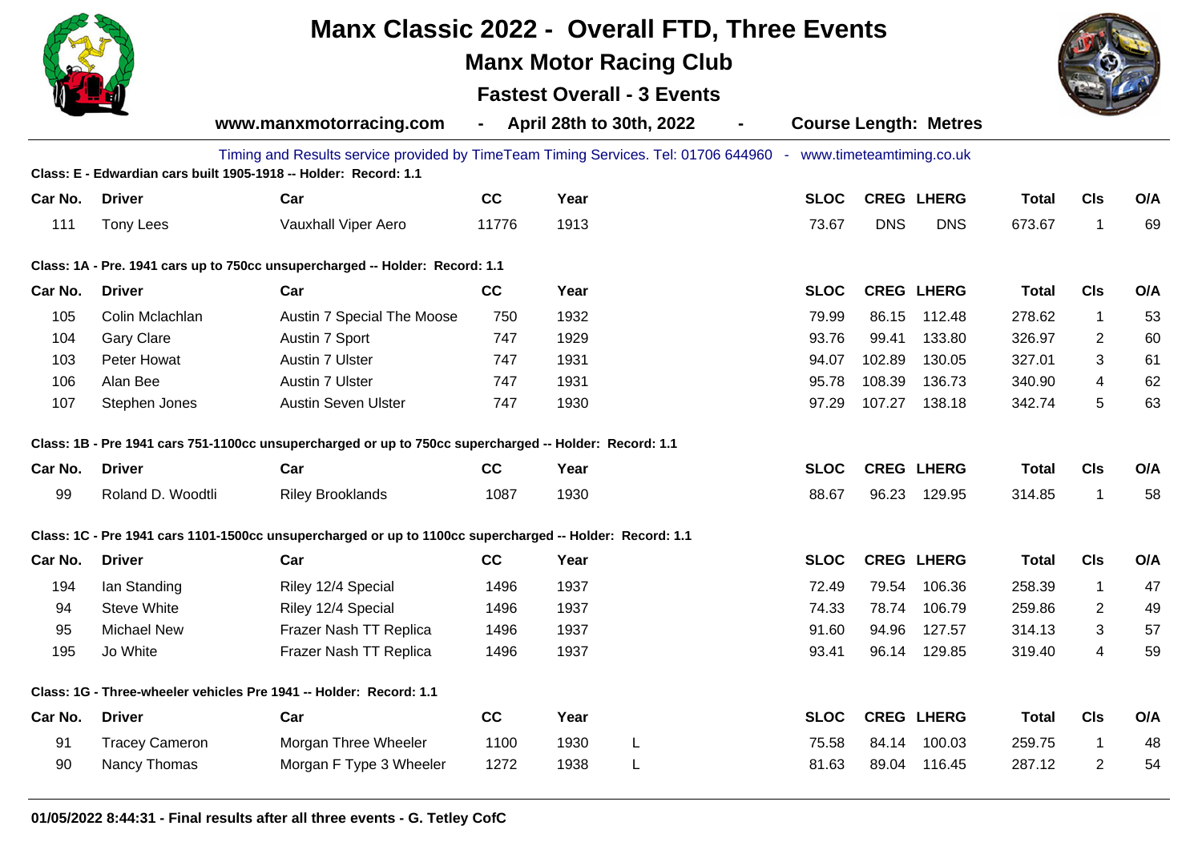# Manx Classic 2022 - Overall FTD, Three Events

## Manx Motor Racing Club

### Fastest Overall - 3 Events

**www.manxmotorracing.com - April 28th to 30th, 2022 - Course Length: Metres**

Timing and Results service provided by TimeTeam Timing Services. Tel: 01706 644960 - www.timeteamtiming.co.uk

**Class: E - Edwardian cars built 1905-1918 -- Holder: Record: 1.1**

| Car No. | Driver | Car | CC | Year | | SLOC | CREG | LHERG | Total | Cls | O/A |
|---|---|---|---|---|---|---|---|---|---|---|---|
| 111 | Tony Lees | Vauxhall Viper Aero | 11776 | 1913 | | 73.67 | DNS | DNS | 673.67 | 1 | 69 |

**Class: 1A - Pre. 1941 cars up to 750cc unsupercharged -- Holder: Record: 1.1**

| Car No. | Driver | Car | CC | Year | | SLOC | CREG | LHERG | Total | Cls | O/A |
|---|---|---|---|---|---|---|---|---|---|---|---|
| 105 | Colin Mclachlan | Austin 7 Special The Moose | 750 | 1932 | | 79.99 | 86.15 | 112.48 | 278.62 | 1 | 53 |
| 104 | Gary Clare | Austin 7 Sport | 747 | 1929 | | 93.76 | 99.41 | 133.80 | 326.97 | 2 | 60 |
| 103 | Peter Howat | Austin 7 Ulster | 747 | 1931 | | 94.07 | 102.89 | 130.05 | 327.01 | 3 | 61 |
| 106 | Alan Bee | Austin 7 Ulster | 747 | 1931 | | 95.78 | 108.39 | 136.73 | 340.90 | 4 | 62 |
| 107 | Stephen Jones | Austin Seven Ulster | 747 | 1930 | | 97.29 | 107.27 | 138.18 | 342.74 | 5 | 63 |

**Class: 1B - Pre 1941 cars 751-1100cc unsupercharged or up to 750cc supercharged -- Holder: Record: 1.1**

| Car No. | Driver | Car | CC | Year | | SLOC | CREG | LHERG | Total | Cls | O/A |
|---|---|---|---|---|---|---|---|---|---|---|---|
| 99 | Roland D. Woodtli | Riley Brooklands | 1087 | 1930 | | 88.67 | 96.23 | 129.95 | 314.85 | 1 | 58 |

**Class: 1C - Pre 1941 cars 1101-1500cc unsupercharged or up to 1100cc supercharged -- Holder: Record: 1.1**

| Car No. | Driver | Car | CC | Year | | SLOC | CREG | LHERG | Total | Cls | O/A |
|---|---|---|---|---|---|---|---|---|---|---|---|
| 194 | Ian Standing | Riley 12/4 Special | 1496 | 1937 | | 72.49 | 79.54 | 106.36 | 258.39 | 1 | 47 |
| 94 | Steve White | Riley 12/4 Special | 1496 | 1937 | | 74.33 | 78.74 | 106.79 | 259.86 | 2 | 49 |
| 95 | Michael New | Frazer Nash TT Replica | 1496 | 1937 | | 91.60 | 94.96 | 127.57 | 314.13 | 3 | 57 |
| 195 | Jo White | Frazer Nash TT Replica | 1496 | 1937 | | 93.41 | 96.14 | 129.85 | 319.40 | 4 | 59 |

**Class: 1G - Three-wheeler vehicles Pre 1941 -- Holder: Record: 1.1**

| Car No. | Driver | Car | CC | Year | | SLOC | CREG | LHERG | Total | Cls | O/A |
|---|---|---|---|---|---|---|---|---|---|---|---|
| 91 | Tracey Cameron | Morgan Three Wheeler | 1100 | 1930 | L | 75.58 | 84.14 | 100.03 | 259.75 | 1 | 48 |
| 90 | Nancy Thomas | Morgan F Type 3 Wheeler | 1272 | 1938 | L | 81.63 | 89.04 | 116.45 | 287.12 | 2 | 54 |

**01/05/2022 8:44:31 - Final results after all three events - G. Tetley CofC**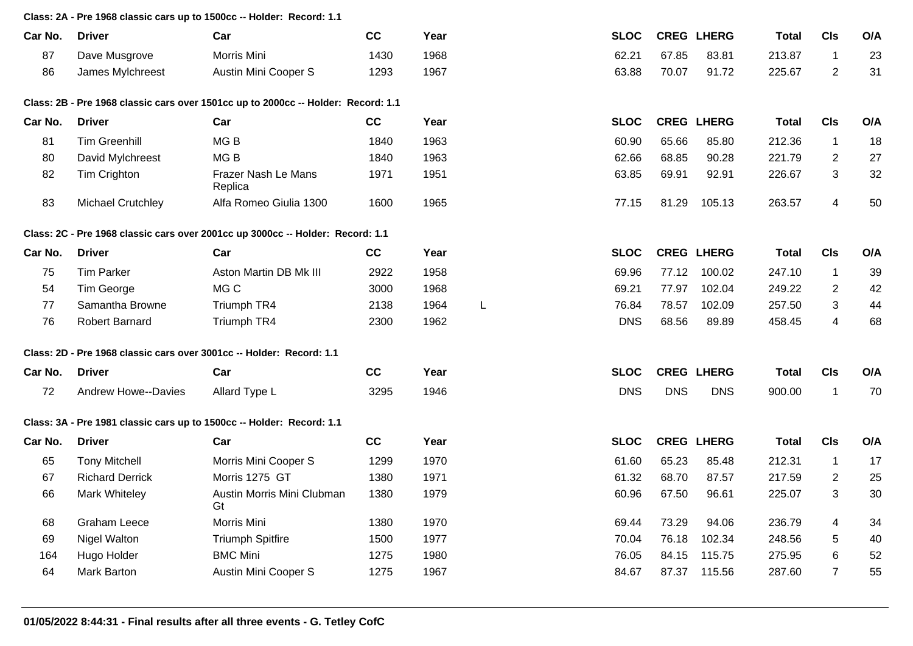**Class: 2A - Pre 1968 classic cars up to 1500cc -- Holder: Record: 1.1**

| Car No. | Driver | Car | CC | Year | | SLOC | CREG | LHERG | Total | Cls | O/A |
|---|---|---|---|---|---|---|---|---|---|---|---|
| 87 | Dave Musgrove | Morris Mini | 1430 | 1968 | | 62.21 | 67.85 | 83.81 | 213.87 | 1 | 23 |
| 86 | James Mylchreest | Austin Mini Cooper S | 1293 | 1967 | | 63.88 | 70.07 | 91.72 | 225.67 | 2 | 31 |

**Class: 2B - Pre 1968 classic cars over 1501cc up to 2000cc -- Holder: Record: 1.1**

| Car No. | Driver | Car | CC | Year | | SLOC | CREG | LHERG | Total | Cls | O/A |
|---|---|---|---|---|---|---|---|---|---|---|---|
| 81 | Tim Greenhill | MG B | 1840 | 1963 | | 60.90 | 65.66 | 85.80 | 212.36 | 1 | 18 |
| 80 | David Mylchreest | MG B | 1840 | 1963 | | 62.66 | 68.85 | 90.28 | 221.79 | 2 | 27 |
| 82 | Tim Crighton | Frazer Nash Le Mans Replica | 1971 | 1951 | | 63.85 | 69.91 | 92.91 | 226.67 | 3 | 32 |
| 83 | Michael Crutchley | Alfa Romeo Giulia 1300 | 1600 | 1965 | | 77.15 | 81.29 | 105.13 | 263.57 | 4 | 50 |

**Class: 2C - Pre 1968 classic cars over 2001cc up 3000cc -- Holder: Record: 1.1**

| Car No. | Driver | Car | CC | Year | | SLOC | CREG | LHERG | Total | Cls | O/A |
|---|---|---|---|---|---|---|---|---|---|---|---|
| 75 | Tim Parker | Aston Martin DB Mk III | 2922 | 1958 | | 69.96 | 77.12 | 100.02 | 247.10 | 1 | 39 |
| 54 | Tim George | MG C | 3000 | 1968 | | 69.21 | 77.97 | 102.04 | 249.22 | 2 | 42 |
| 77 | Samantha Browne | Triumph TR4 | 2138 | 1964 | L | 76.84 | 78.57 | 102.09 | 257.50 | 3 | 44 |
| 76 | Robert Barnard | Triumph TR4 | 2300 | 1962 | | DNS | 68.56 | 89.89 | 458.45 | 4 | 68 |

**Class: 2D - Pre 1968 classic cars over 3001cc -- Holder: Record: 1.1**

| Car No. | Driver | Car | CC | Year | | SLOC | CREG | LHERG | Total | Cls | O/A |
|---|---|---|---|---|---|---|---|---|---|---|---|
| 72 | Andrew Howe--Davies | Allard Type L | 3295 | 1946 | | DNS | DNS | DNS | 900.00 | 1 | 70 |

**Class: 3A - Pre 1981 classic cars up to 1500cc -- Holder: Record: 1.1**

| Car No. | Driver | Car | CC | Year | | SLOC | CREG | LHERG | Total | Cls | O/A |
|---|---|---|---|---|---|---|---|---|---|---|---|
| 65 | Tony Mitchell | Morris Mini Cooper S | 1299 | 1970 | | 61.60 | 65.23 | 85.48 | 212.31 | 1 | 17 |
| 67 | Richard Derrick | Morris 1275 GT | 1380 | 1971 | | 61.32 | 68.70 | 87.57 | 217.59 | 2 | 25 |
| 66 | Mark Whiteley | Austin Morris Mini Clubman Gt | 1380 | 1979 | | 60.96 | 67.50 | 96.61 | 225.07 | 3 | 30 |
| 68 | Graham Leece | Morris Mini | 1380 | 1970 | | 69.44 | 73.29 | 94.06 | 236.79 | 4 | 34 |
| 69 | Nigel Walton | Triumph Spitfire | 1500 | 1977 | | 70.04 | 76.18 | 102.34 | 248.56 | 5 | 40 |
| 164 | Hugo Holder | BMC Mini | 1275 | 1980 | | 76.05 | 84.15 | 115.75 | 275.95 | 6 | 52 |
| 64 | Mark Barton | Austin Mini Cooper S | 1275 | 1967 | | 84.67 | 87.37 | 115.56 | 287.60 | 7 | 55 |

**01/05/2022 8:44:31 - Final results after all three events - G. Tetley CofC**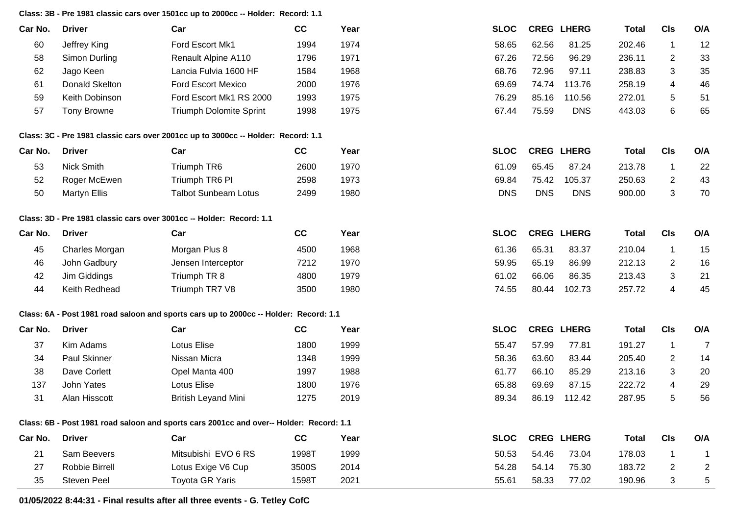**Class: 3B - Pre 1981 classic cars over 1501cc up to 2000cc -- Holder: Record: 1.1**

| Car No. | Driver | Car | CC | Year | SLOC | CREG | LHERG | Total | Cls | O/A |
|---|---|---|---|---|---|---|---|---|---|---|
| 60 | Jeffrey King | Ford Escort Mk1 | 1994 | 1974 | 58.65 | 62.56 | 81.25 | 202.46 | 1 | 12 |
| 58 | Simon Durling | Renault Alpine A110 | 1796 | 1971 | 67.26 | 72.56 | 96.29 | 236.11 | 2 | 33 |
| 62 | Jago Keen | Lancia Fulvia 1600 HF | 1584 | 1968 | 68.76 | 72.96 | 97.11 | 238.83 | 3 | 35 |
| 61 | Donald Skelton | Ford Escort Mexico | 2000 | 1976 | 69.69 | 74.74 | 113.76 | 258.19 | 4 | 46 |
| 59 | Keith Dobinson | Ford Escort Mk1 RS 2000 | 1993 | 1975 | 76.29 | 85.16 | 110.56 | 272.01 | 5 | 51 |
| 57 | Tony Browne | Triumph Dolomite Sprint | 1998 | 1975 | 67.44 | 75.59 | DNS | 443.03 | 6 | 65 |

**Class: 3C - Pre 1981 classic cars over 2001cc up to 3000cc -- Holder: Record: 1.1**

| Car No. | Driver | Car | CC | Year | SLOC | CREG | LHERG | Total | Cls | O/A |
|---|---|---|---|---|---|---|---|---|---|---|
| 53 | Nick Smith | Triumph TR6 | 2600 | 1970 | 61.09 | 65.45 | 87.24 | 213.78 | 1 | 22 |
| 52 | Roger McEwen | Triumph TR6 PI | 2598 | 1973 | 69.84 | 75.42 | 105.37 | 250.63 | 2 | 43 |
| 50 | Martyn Ellis | Talbot Sunbeam Lotus | 2499 | 1980 | DNS | DNS | DNS | 900.00 | 3 | 70 |

**Class: 3D - Pre 1981 classic cars over 3001cc -- Holder: Record: 1.1**

| Car No. | Driver | Car | CC | Year | SLOC | CREG | LHERG | Total | Cls | O/A |
|---|---|---|---|---|---|---|---|---|---|---|
| 45 | Charles Morgan | Morgan Plus 8 | 4500 | 1968 | 61.36 | 65.31 | 83.37 | 210.04 | 1 | 15 |
| 46 | John Gadbury | Jensen Interceptor | 7212 | 1970 | 59.95 | 65.19 | 86.99 | 212.13 | 2 | 16 |
| 42 | Jim Giddings | Triumph TR 8 | 4800 | 1979 | 61.02 | 66.06 | 86.35 | 213.43 | 3 | 21 |
| 44 | Keith Redhead | Triumph TR7 V8 | 3500 | 1980 | 74.55 | 80.44 | 102.73 | 257.72 | 4 | 45 |

**Class: 6A - Post 1981 road saloon and sports cars up to 2000cc -- Holder: Record: 1.1**

| Car No. | Driver | Car | CC | Year | SLOC | CREG | LHERG | Total | Cls | O/A |
|---|---|---|---|---|---|---|---|---|---|---|
| 37 | Kim Adams | Lotus Elise | 1800 | 1999 | 55.47 | 57.99 | 77.81 | 191.27 | 1 | 7 |
| 34 | Paul Skinner | Nissan Micra | 1348 | 1999 | 58.36 | 63.60 | 83.44 | 205.40 | 2 | 14 |
| 38 | Dave Corlett | Opel Manta 400 | 1997 | 1988 | 61.77 | 66.10 | 85.29 | 213.16 | 3 | 20 |
| 137 | John Yates | Lotus Elise | 1800 | 1976 | 65.88 | 69.69 | 87.15 | 222.72 | 4 | 29 |
| 31 | Alan Hisscott | British Leyand Mini | 1275 | 2019 | 89.34 | 86.19 | 112.42 | 287.95 | 5 | 56 |

**Class: 6B - Post 1981 road saloon and sports cars 2001cc and over-- Holder: Record: 1.1**

| Car No. | Driver | Car | CC | Year | SLOC | CREG | LHERG | Total | Cls | O/A |
|---|---|---|---|---|---|---|---|---|---|---|
| 21 | Sam Beevers | Mitsubishi EVO 6 RS | 1998T | 1999 | 50.53 | 54.46 | 73.04 | 178.03 | 1 | 1 |
| 27 | Robbie Birrell | Lotus Exige V6 Cup | 3500S | 2014 | 54.28 | 54.14 | 75.30 | 183.72 | 2 | 2 |
| 35 | Steven Peel | Toyota GR Yaris | 1598T | 2021 | 55.61 | 58.33 | 77.02 | 190.96 | 3 | 5 |

**01/05/2022 8:44:31 - Final results after all three events - G. Tetley CofC**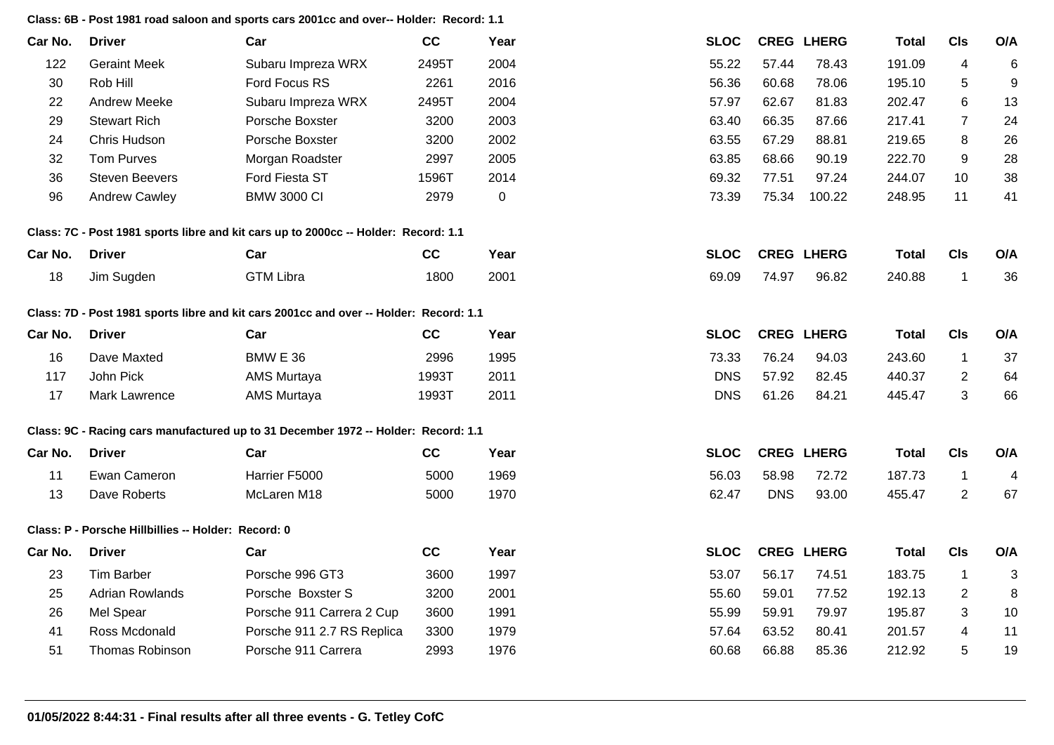**Class: 6B - Post 1981 road saloon and sports cars 2001cc and over-- Holder: Record: 1.1**

| Car No. | Driver | Car | CC | Year | SLOC | CREG | LHERG | Total | Cls | O/A |
|---|---|---|---|---|---|---|---|---|---|---|
| 122 | Geraint Meek | Subaru Impreza WRX | 2495T | 2004 | 55.22 | 57.44 | 78.43 | 191.09 | 4 | 6 |
| 30 | Rob Hill | Ford Focus RS | 2261 | 2016 | 56.36 | 60.68 | 78.06 | 195.10 | 5 | 9 |
| 22 | Andrew Meeke | Subaru Impreza WRX | 2495T | 2004 | 57.97 | 62.67 | 81.83 | 202.47 | 6 | 13 |
| 29 | Stewart Rich | Porsche Boxster | 3200 | 2003 | 63.40 | 66.35 | 87.66 | 217.41 | 7 | 24 |
| 24 | Chris Hudson | Porsche Boxster | 3200 | 2002 | 63.55 | 67.29 | 88.81 | 219.65 | 8 | 26 |
| 32 | Tom Purves | Morgan Roadster | 2997 | 2005 | 63.85 | 68.66 | 90.19 | 222.70 | 9 | 28 |
| 36 | Steven Beevers | Ford Fiesta ST | 1596T | 2014 | 69.32 | 77.51 | 97.24 | 244.07 | 10 | 38 |
| 96 | Andrew Cawley | BMW 3000 CI | 2979 | 0 | 73.39 | 75.34 | 100.22 | 248.95 | 11 | 41 |

**Class: 7C - Post 1981 sports libre and kit cars up to 2000cc -- Holder: Record: 1.1**

| Car No. | Driver | Car | CC | Year | SLOC | CREG | LHERG | Total | Cls | O/A |
|---|---|---|---|---|---|---|---|---|---|---|
| 18 | Jim Sugden | GTM Libra | 1800 | 2001 | 69.09 | 74.97 | 96.82 | 240.88 | 1 | 36 |

**Class: 7D - Post 1981 sports libre and kit cars 2001cc and over -- Holder: Record: 1.1**

| Car No. | Driver | Car | CC | Year | SLOC | CREG | LHERG | Total | Cls | O/A |
|---|---|---|---|---|---|---|---|---|---|---|
| 16 | Dave Maxted | BMW E 36 | 2996 | 1995 | 73.33 | 76.24 | 94.03 | 243.60 | 1 | 37 |
| 117 | John Pick | AMS Murtaya | 1993T | 2011 | DNS | 57.92 | 82.45 | 440.37 | 2 | 64 |
| 17 | Mark Lawrence | AMS Murtaya | 1993T | 2011 | DNS | 61.26 | 84.21 | 445.47 | 3 | 66 |

**Class: 9C - Racing cars manufactured up to 31 December 1972 -- Holder: Record: 1.1**

| Car No. | Driver | Car | CC | Year | SLOC | CREG | LHERG | Total | Cls | O/A |
|---|---|---|---|---|---|---|---|---|---|---|
| 11 | Ewan Cameron | Harrier F5000 | 5000 | 1969 | 56.03 | 58.98 | 72.72 | 187.73 | 1 | 4 |
| 13 | Dave Roberts | McLaren M18 | 5000 | 1970 | 62.47 | DNS | 93.00 | 455.47 | 2 | 67 |

**Class: P - Porsche Hillbillies -- Holder: Record: 0**

| Car No. | Driver | Car | CC | Year | SLOC | CREG | LHERG | Total | Cls | O/A |
|---|---|---|---|---|---|---|---|---|---|---|
| 23 | Tim Barber | Porsche 996 GT3 | 3600 | 1997 | 53.07 | 56.17 | 74.51 | 183.75 | 1 | 3 |
| 25 | Adrian Rowlands | Porsche Boxster S | 3200 | 2001 | 55.60 | 59.01 | 77.52 | 192.13 | 2 | 8 |
| 26 | Mel Spear | Porsche 911 Carrera 2 Cup | 3600 | 1991 | 55.99 | 59.91 | 79.97 | 195.87 | 3 | 10 |
| 41 | Ross Mcdonald | Porsche 911 2.7 RS Replica | 3300 | 1979 | 57.64 | 63.52 | 80.41 | 201.57 | 4 | 11 |
| 51 | Thomas Robinson | Porsche 911 Carrera | 2993 | 1976 | 60.68 | 66.88 | 85.36 | 212.92 | 5 | 19 |

**01/05/2022 8:44:31 - Final results after all three events - G. Tetley CofC**